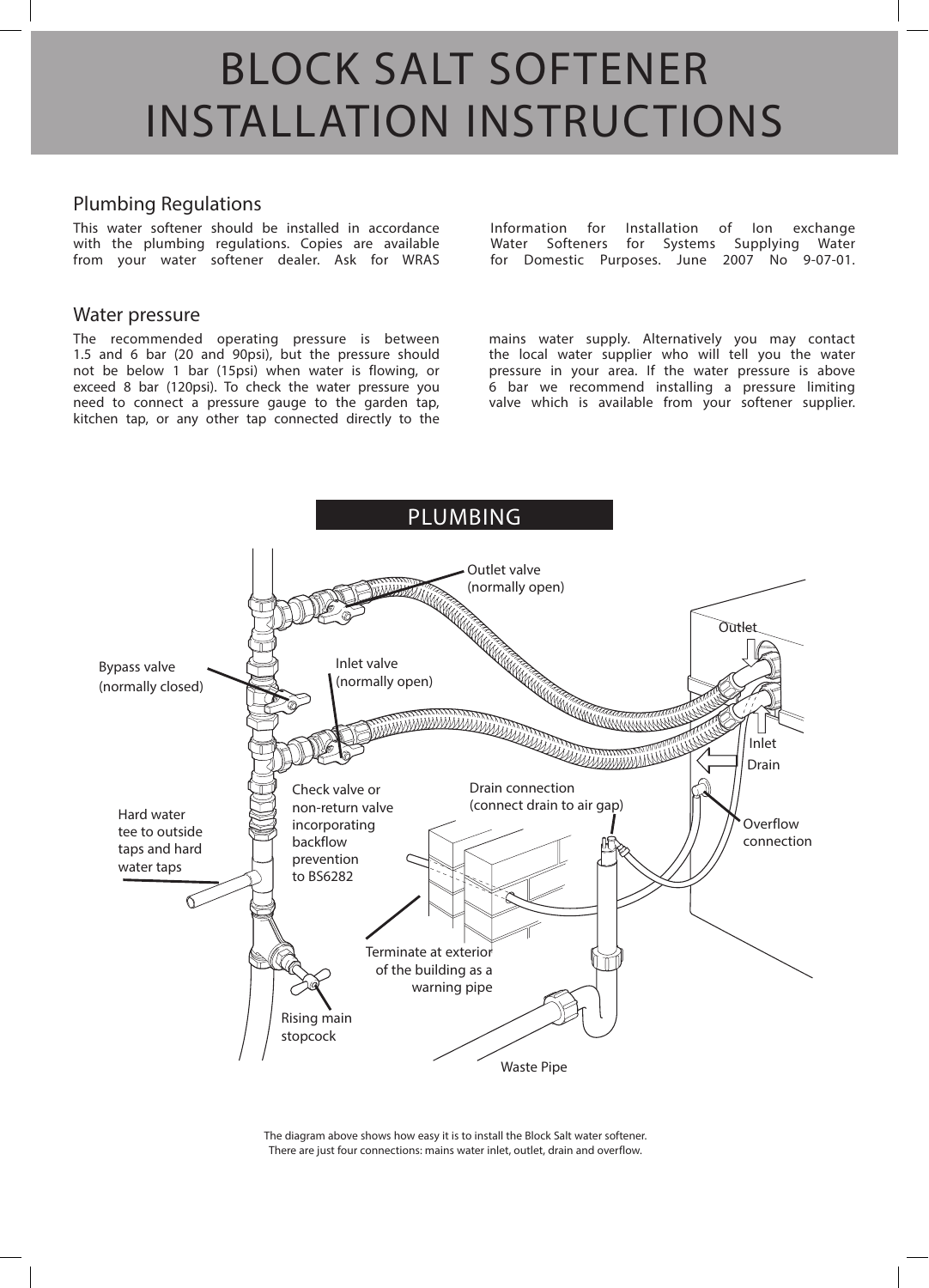# BLOCK SALT SOFTENER INSTALLATION INSTRUCTIONS

## Plumbing Regulations

This water softener should be installed in accordance with the plumbing regulations. Copies are available from your water softener dealer. Ask for WRAS Information for Installation of Ion exchange Water Softeners for Systems Supplying Water for Domestic Purposes. June 2007 No 9-07-01.

## Water pressure

The recommended operating pressure is between 1.5 and 6 bar (20 and 90psi), but the pressure should not be below 1 bar (15psi) when water is flowing, or exceed 8 bar (120psi). To check the water pressure you need to connect a pressure gauge to the garden tap, kitchen tap, or any other tap connected directly to the mains water supply. Alternatively you may contact the local water supplier who will tell you the water pressure in your area. If the water pressure is above 6 bar we recommend installing a pressure limiting valve which is available from your softener supplier.

## PLUMBING

Outlet valve (normally open)

Outlet

Bypass valve (normally closed)

Inlet valve (normally open)

Inlet

Drain

Check valve or non-return valve incorporating backflow prevention to BS6282

Drain connection (connect drain to air gap)

Overflow connection

Hard water tee to outside taps and hard water taps

Terminate at exterior of the building as a warning pipe

Rising main stopcock

Waste Pipe

The diagram above shows how easy it is to install the Block Salt water softener.
There are just four connections: mains water inlet, outlet, drain and overflow.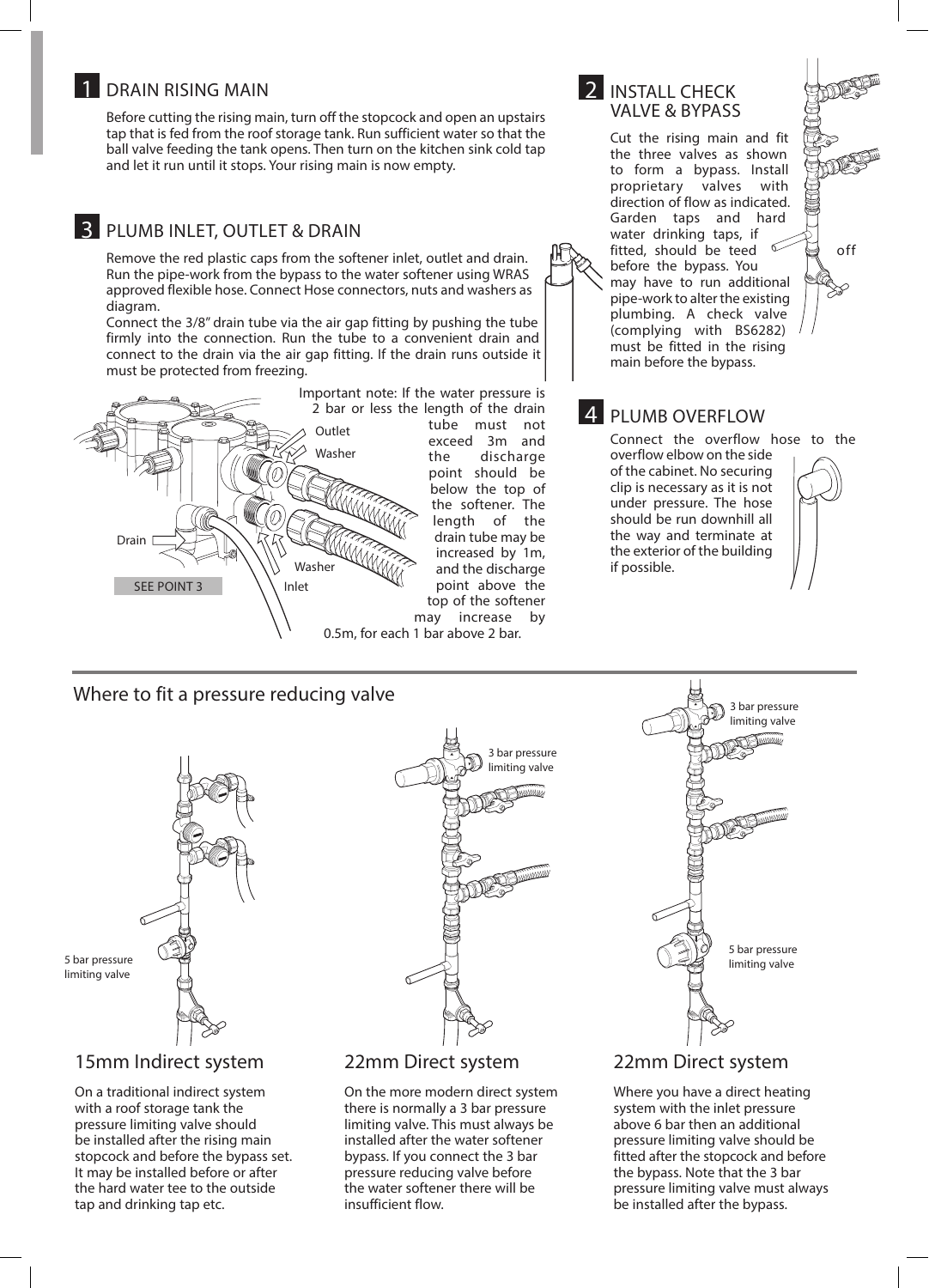## 1 DRAIN RISING MAIN

Before cutting the rising main, turn off the stopcock and open an upstairs tap that is fed from the roof storage tank. Run sufficient water so that the ball valve feeding the tank opens. Then turn on the kitchen sink cold tap and let it run until it stops. Your rising main is now empty.

## 2 INSTALL CHECK VALVE & BYPASS

Cut the rising main and fit the three valves as shown to form a bypass. Install proprietary valves with direction of flow as indicated. Garden taps and hard water drinking taps, if fitted, should be teed off before the bypass. You may have to run additional pipe-work to alter the existing plumbing. A check valve (complying with BS6282) must be fitted in the rising main before the bypass.

## 3 PLUMB INLET, OUTLET & DRAIN

Remove the red plastic caps from the softener inlet, outlet and drain. Run the pipe-work from the bypass to the water softener using WRAS approved flexible hose. Connect Hose connectors, nuts and washers as diagram.

Connect the 3/8" drain tube via the air gap fitting by pushing the tube firmly into the connection. Run the tube to a convenient drain and connect to the drain via the air gap fitting. If the drain runs outside it must be protected from freezing.

Outlet
Washer
Drain
Washer
Inlet
SEE POINT 3

Important note: If the water pressure is 2 bar or less the length of the drain tube must not exceed 3m and the discharge point should be below the top of the softener. The length of the drain tube may be increased by 1m, and the discharge point above the top of the softener may increase by 0.5m, for each 1 bar above 2 bar.

## 4 PLUMB OVERFLOW

Connect the overflow hose to the overflow elbow on the side of the cabinet. No securing clip is necessary as it is not under pressure. The hose should be run downhill all the way and terminate at the exterior of the building if possible.

## Where to fit a pressure reducing valve

5 bar pressure limiting valve

### 15mm Indirect system

On a traditional indirect system with a roof storage tank the pressure limiting valve should be installed after the rising main stopcock and before the bypass set. It may be installed before or after the hard water tee to the outside tap and drinking tap etc.

3 bar pressure limiting valve

### 22mm Direct system

On the more modern direct system there is normally a 3 bar pressure limiting valve. This must always be installed after the water softener bypass. If you connect the 3 bar pressure reducing valve before the water softener there will be insufficient flow.

3 bar pressure limiting valve

5 bar pressure limiting valve

### 22mm Direct system

Where you have a direct heating system with the inlet pressure above 6 bar then an additional pressure limiting valve should be fitted after the stopcock and before the bypass. Note that the 3 bar pressure limiting valve must always be installed after the bypass.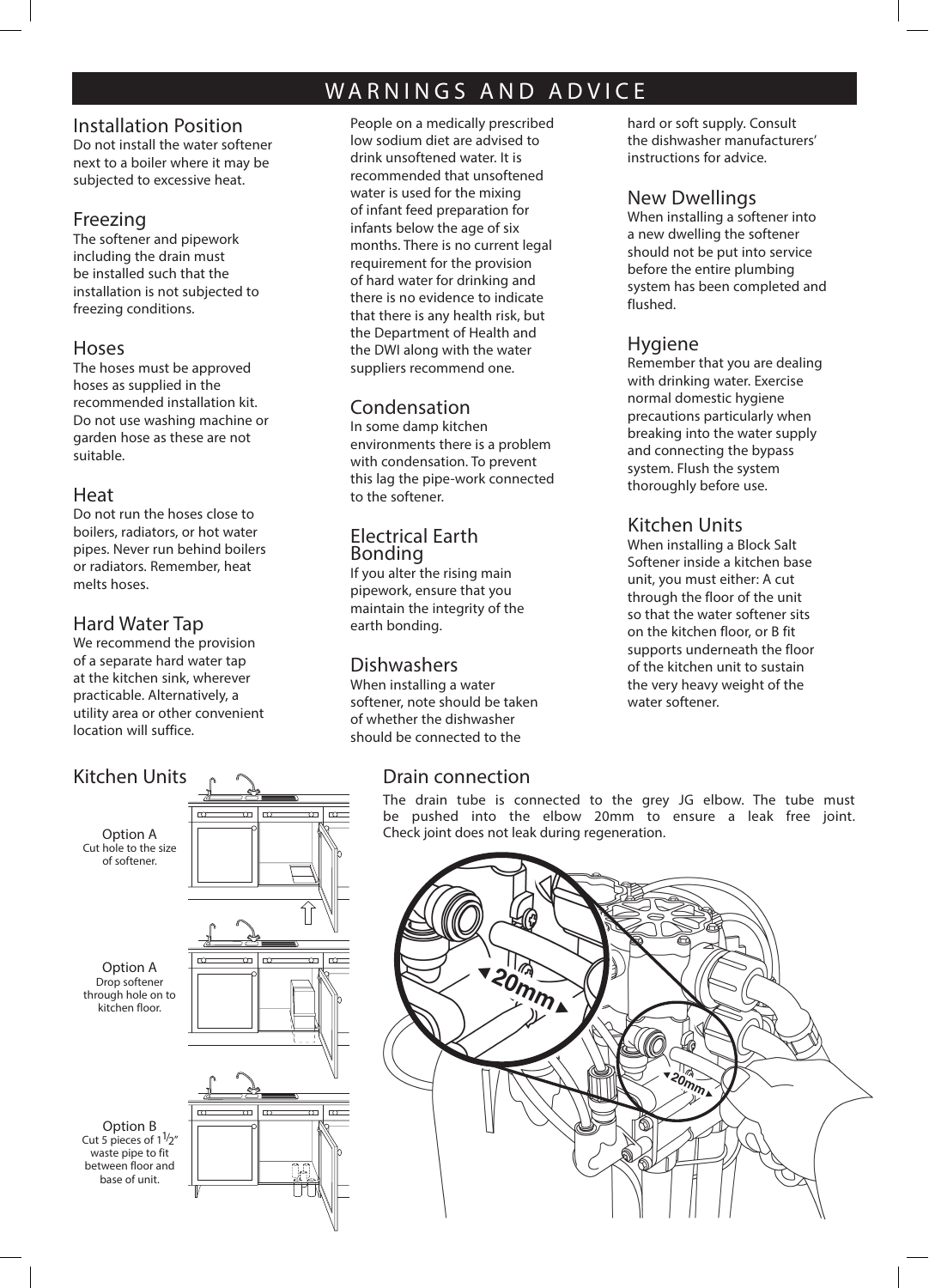# WARNINGS AND ADVICE

## Installation Position

Do not install the water softener next to a boiler where it may be subjected to excessive heat.

## Freezing

The softener and pipework including the drain must be installed such that the installation is not subjected to freezing conditions.

## Hoses

The hoses must be approved hoses as supplied in the recommended installation kit. Do not use washing machine or garden hose as these are not suitable.

## Heat

Do not run the hoses close to boilers, radiators, or hot water pipes. Never run behind boilers or radiators. Remember, heat melts hoses.

## Hard Water Tap

We recommend the provision of a separate hard water tap at the kitchen sink, wherever practicable. Alternatively, a utility area or other convenient location will suffice.

People on a medically prescribed low sodium diet are advised to drink unsoftened water. It is recommended that unsoftened water is used for the mixing of infant feed preparation for infants below the age of six months. There is no current legal requirement for the provision of hard water for drinking and there is no evidence to indicate that there is any health risk, but the Department of Health and the DWI along with the water suppliers recommend one.

## Condensation

In some damp kitchen environments there is a problem with condensation. To prevent this lag the pipe-work connected to the softener.

## Electrical Earth Bonding

If you alter the rising main pipework, ensure that you maintain the integrity of the earth bonding.

## Dishwashers

When installing a water softener, note should be taken of whether the dishwasher should be connected to the hard or soft supply. Consult the dishwasher manufacturers' instructions for advice.

## New Dwellings

When installing a softener into a new dwelling the softener should not be put into service before the entire plumbing system has been completed and flushed.

## Hygiene

Remember that you are dealing with drinking water. Exercise normal domestic hygiene precautions particularly when breaking into the water supply and connecting the bypass system. Flush the system thoroughly before use.

## Kitchen Units

When installing a Block Salt Softener inside a kitchen base unit, you must either: A cut through the floor of the unit so that the water softener sits on the kitchen floor, or B fit supports underneath the floor of the kitchen unit to sustain the very heavy weight of the water softener.

## Kitchen Units

Option A
Cut hole to the size of softener.

Option A
Drop softener through hole on to kitchen floor.

Option B
Cut 5 pieces of $1\frac{1}{2}$" waste pipe to fit between floor and base of unit.

## Drain connection

The drain tube is connected to the grey JG elbow. The tube must be pushed into the elbow 20mm to ensure a leak free joint. Check joint does not leak during regeneration.

20mm

20mm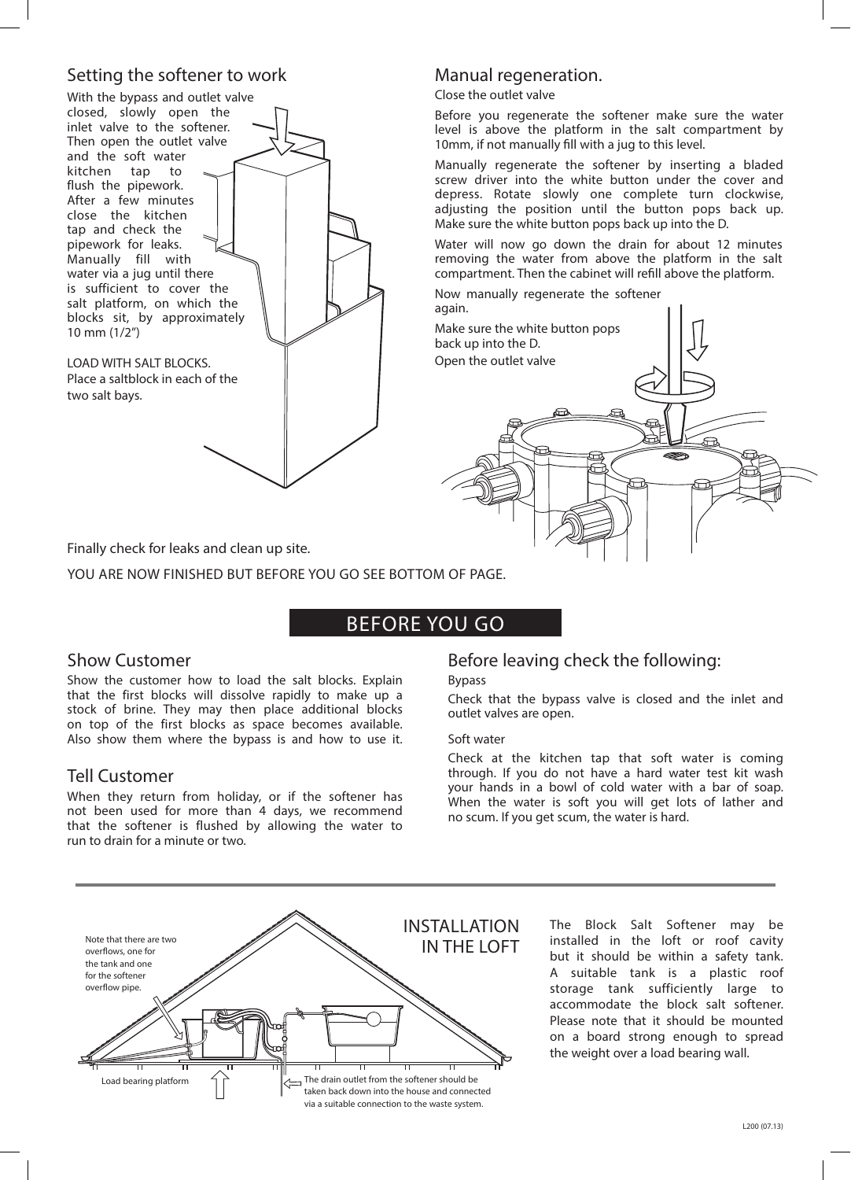## Setting the softener to work

With the bypass and outlet valve closed, slowly open the inlet valve to the softener. Then open the outlet valve and the soft water kitchen tap to flush the pipework. After a few minutes close the kitchen tap and check the pipework for leaks. Manually fill with water via a jug until there is sufficient to cover the salt platform, on which the blocks sit, by approximately 10 mm (1/2")

LOAD WITH SALT BLOCKS.
Place a saltblock in each of the two salt bays.

## Manual regeneration.

Close the outlet valve

Before you regenerate the softener make sure the water level is above the platform in the salt compartment by 10mm, if not manually fill with a jug to this level.

Manually regenerate the softener by inserting a bladed screw driver into the white button under the cover and depress. Rotate slowly one complete turn clockwise, adjusting the position until the button pops back up. Make sure the white button pops back up into the D.

Water will now go down the drain for about 12 minutes removing the water from above the platform in the salt compartment. Then the cabinet will refill above the platform.

Now manually regenerate the softener again.

Make sure the white button pops back up into the D.

Open the outlet valve

Finally check for leaks and clean up site.

YOU ARE NOW FINISHED BUT BEFORE YOU GO SEE BOTTOM OF PAGE.

# BEFORE YOU GO

## Show Customer

Show the customer how to load the salt blocks. Explain that the first blocks will dissolve rapidly to make up a stock of brine. They may then place additional blocks on top of the first blocks as space becomes available. Also show them where the bypass is and how to use it.

## Tell Customer

When they return from holiday, or if the softener has not been used for more than 4 days, we recommend that the softener is flushed by allowing the water to run to drain for a minute or two.

## Before leaving check the following:

Bypass

Check that the bypass valve is closed and the inlet and outlet valves are open.

Soft water

Check at the kitchen tap that soft water is coming through. If you do not have a hard water test kit wash your hands in a bowl of cold water with a bar of soap. When the water is soft you will get lots of lather and no scum. If you get scum, the water is hard.

## INSTALLATION IN THE LOFT

Note that there are two overflows, one for the tank and one for the softener overflow pipe.

Load bearing platform

The drain outlet from the softener should be taken back down into the house and connected via a suitable connection to the waste system.

The Block Salt Softener may be installed in the loft or roof cavity but it should be within a safety tank. A suitable tank is a plastic roof storage tank sufficiently large to accommodate the block salt softener. Please note that it should be mounted on a board strong enough to spread the weight over a load bearing wall.

L200 (07.13)